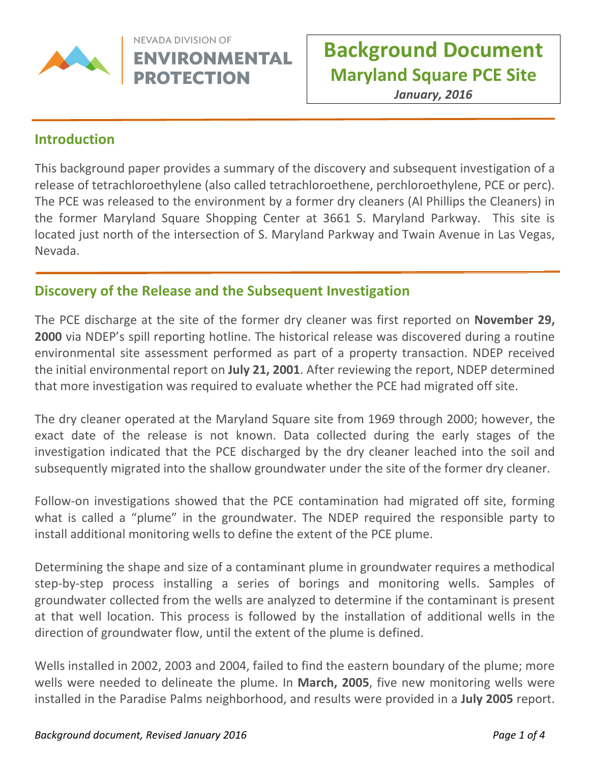NEVADA DIVISION OF **ENVIRONMENTAL PROTECTION**

# Background Document
## Maryland Square PCE Site
*January, 2016*

## Introduction

This background paper provides a summary of the discovery and subsequent investigation of a release of tetrachloroethylene (also called tetrachloroethene, perchloroethylene, PCE or perc). The PCE was released to the environment by a former dry cleaners (Al Phillips the Cleaners) in the former Maryland Square Shopping Center at 3661 S. Maryland Parkway. This site is located just north of the intersection of S. Maryland Parkway and Twain Avenue in Las Vegas, Nevada.

## Discovery of the Release and the Subsequent Investigation

The PCE discharge at the site of the former dry cleaner was first reported on **November 29, 2000** via NDEP's spill reporting hotline. The historical release was discovered during a routine environmental site assessment performed as part of a property transaction. NDEP received the initial environmental report on **July 21, 2001**. After reviewing the report, NDEP determined that more investigation was required to evaluate whether the PCE had migrated off site.

The dry cleaner operated at the Maryland Square site from 1969 through 2000; however, the exact date of the release is not known. Data collected during the early stages of the investigation indicated that the PCE discharged by the dry cleaner leached into the soil and subsequently migrated into the shallow groundwater under the site of the former dry cleaner.

Follow-on investigations showed that the PCE contamination had migrated off site, forming what is called a "plume" in the groundwater. The NDEP required the responsible party to install additional monitoring wells to define the extent of the PCE plume.

Determining the shape and size of a contaminant plume in groundwater requires a methodical step-by-step process installing a series of borings and monitoring wells. Samples of groundwater collected from the wells are analyzed to determine if the contaminant is present at that well location. This process is followed by the installation of additional wells in the direction of groundwater flow, until the extent of the plume is defined.

Wells installed in 2002, 2003 and 2004, failed to find the eastern boundary of the plume; more wells were needed to delineate the plume. In **March, 2005**, five new monitoring wells were installed in the Paradise Palms neighborhood, and results were provided in a **July 2005** report.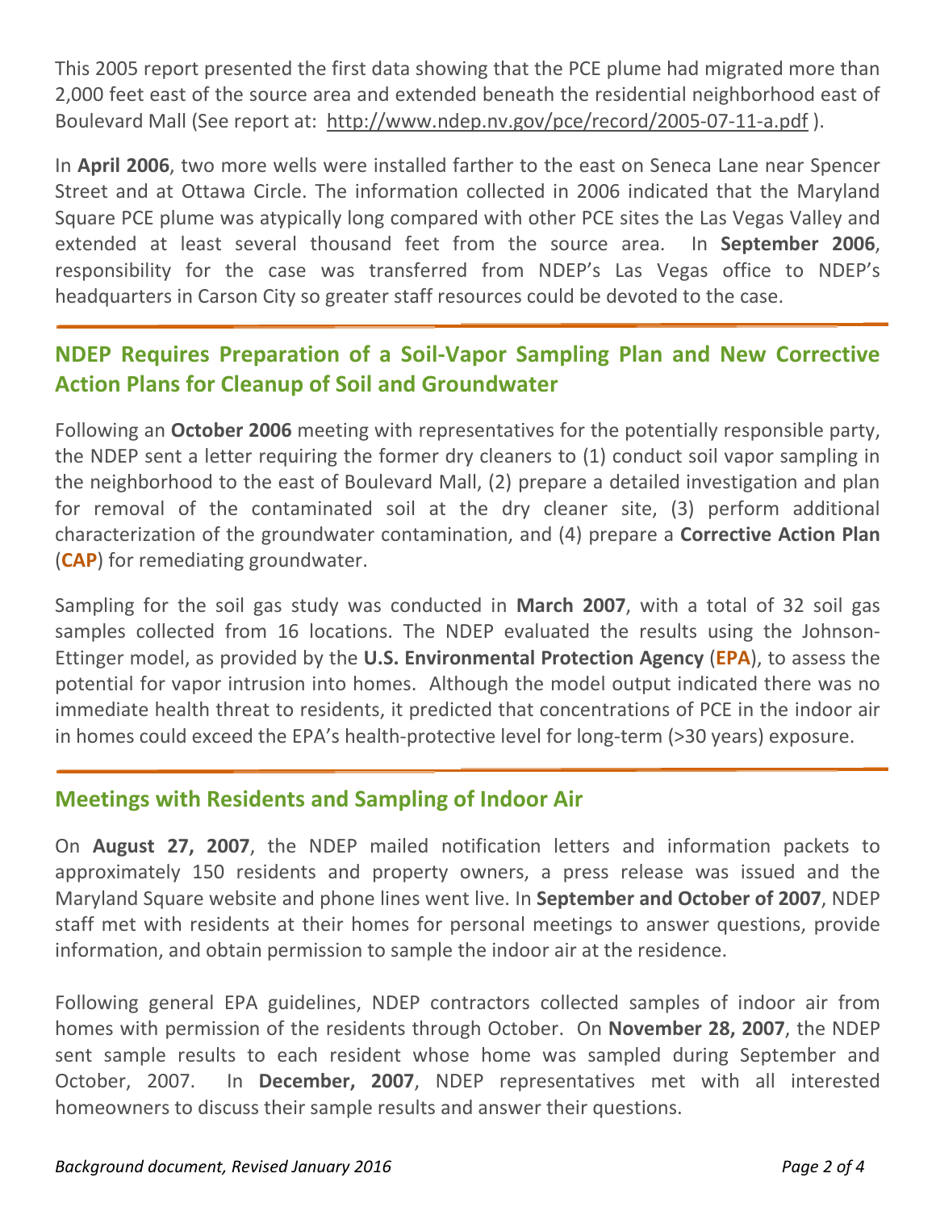This 2005 report presented the first data showing that the PCE plume had migrated more than 2,000 feet east of the source area and extended beneath the residential neighborhood east of Boulevard Mall (See report at: http://www.ndep.nv.gov/pce/record/2005-07-11-a.pdf ).

In **April 2006**, two more wells were installed farther to the east on Seneca Lane near Spencer Street and at Ottawa Circle. The information collected in 2006 indicated that the Maryland Square PCE plume was atypically long compared with other PCE sites the Las Vegas Valley and extended at least several thousand feet from the source area. In **September 2006**, responsibility for the case was transferred from NDEP's Las Vegas office to NDEP's headquarters in Carson City so greater staff resources could be devoted to the case.

## NDEP Requires Preparation of a Soil-Vapor Sampling Plan and New Corrective Action Plans for Cleanup of Soil and Groundwater

Following an **October 2006** meeting with representatives for the potentially responsible party, the NDEP sent a letter requiring the former dry cleaners to (1) conduct soil vapor sampling in the neighborhood to the east of Boulevard Mall, (2) prepare a detailed investigation and plan for removal of the contaminated soil at the dry cleaner site, (3) perform additional characterization of the groundwater contamination, and (4) prepare a **Corrective Action Plan** (**CAP**) for remediating groundwater.

Sampling for the soil gas study was conducted in **March 2007**, with a total of 32 soil gas samples collected from 16 locations. The NDEP evaluated the results using the Johnson-Ettinger model, as provided by the **U.S. Environmental Protection Agency** (**EPA**), to assess the potential for vapor intrusion into homes. Although the model output indicated there was no immediate health threat to residents, it predicted that concentrations of PCE in the indoor air in homes could exceed the EPA's health-protective level for long-term (>30 years) exposure.

## Meetings with Residents and Sampling of Indoor Air

On **August 27, 2007**, the NDEP mailed notification letters and information packets to approximately 150 residents and property owners, a press release was issued and the Maryland Square website and phone lines went live. In **September and October of 2007**, NDEP staff met with residents at their homes for personal meetings to answer questions, provide information, and obtain permission to sample the indoor air at the residence.

Following general EPA guidelines, NDEP contractors collected samples of indoor air from homes with permission of the residents through October. On **November 28, 2007**, the NDEP sent sample results to each resident whose home was sampled during September and October, 2007. In **December, 2007**, NDEP representatives met with all interested homeowners to discuss their sample results and answer their questions.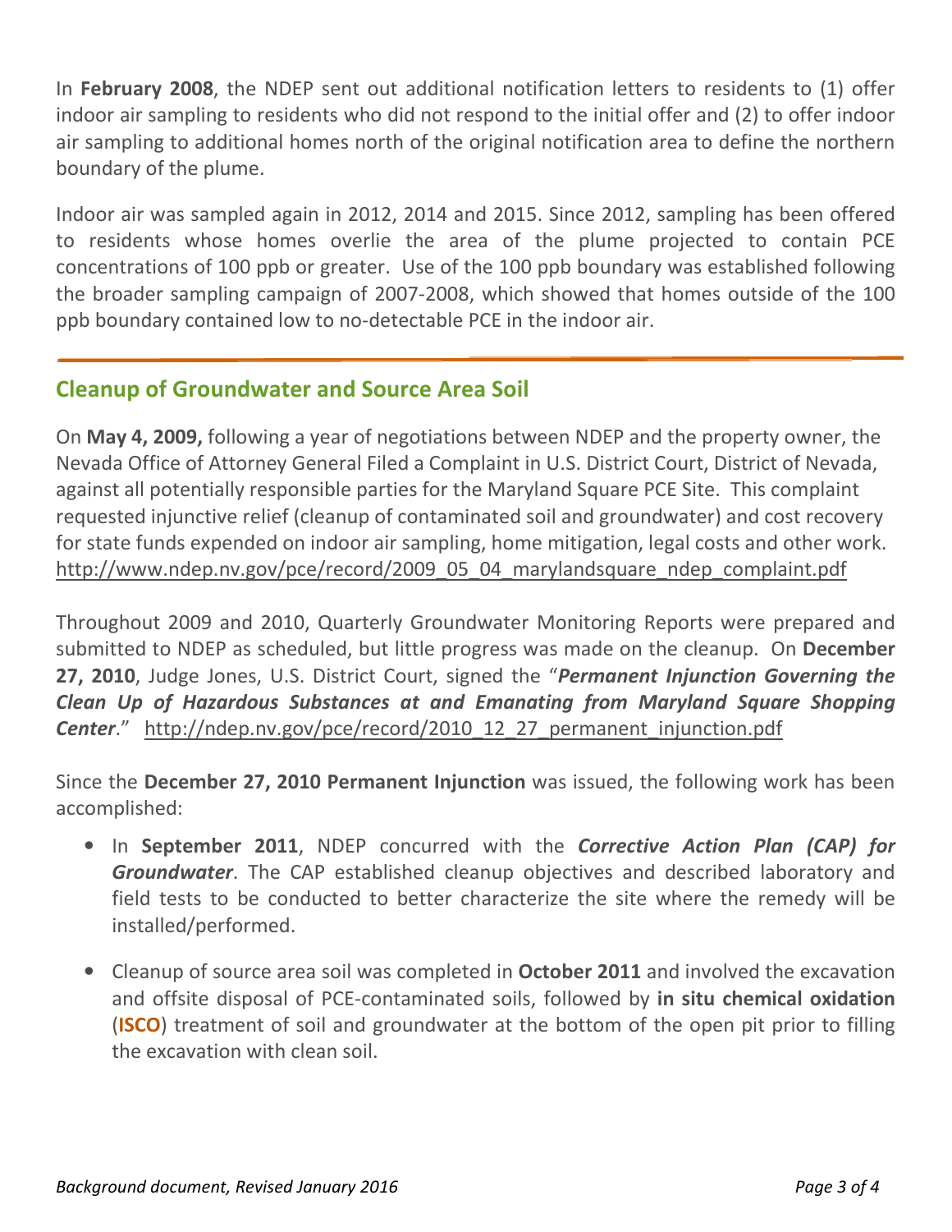In **February 2008**, the NDEP sent out additional notification letters to residents to (1) offer indoor air sampling to residents who did not respond to the initial offer and (2) to offer indoor air sampling to additional homes north of the original notification area to define the northern boundary of the plume.

Indoor air was sampled again in 2012, 2014 and 2015. Since 2012, sampling has been offered to residents whose homes overlie the area of the plume projected to contain PCE concentrations of 100 ppb or greater. Use of the 100 ppb boundary was established following the broader sampling campaign of 2007-2008, which showed that homes outside of the 100 ppb boundary contained low to no-detectable PCE in the indoor air.

## Cleanup of Groundwater and Source Area Soil

On **May 4, 2009,** following a year of negotiations between NDEP and the property owner, the Nevada Office of Attorney General Filed a Complaint in U.S. District Court, District of Nevada, against all potentially responsible parties for the Maryland Square PCE Site. This complaint requested injunctive relief (cleanup of contaminated soil and groundwater) and cost recovery for state funds expended on indoor air sampling, home mitigation, legal costs and other work. http://www.ndep.nv.gov/pce/record/2009_05_04_marylandsquare_ndep_complaint.pdf

Throughout 2009 and 2010, Quarterly Groundwater Monitoring Reports were prepared and submitted to NDEP as scheduled, but little progress was made on the cleanup. On **December 27, 2010**, Judge Jones, U.S. District Court, signed the "***Permanent Injunction Governing the Clean Up of Hazardous Substances at and Emanating from Maryland Square Shopping Center***." http://ndep.nv.gov/pce/record/2010_12_27_permanent_injunction.pdf

Since the **December 27, 2010 Permanent Injunction** was issued, the following work has been accomplished:

- In **September 2011**, NDEP concurred with the ***Corrective Action Plan (CAP) for Groundwater***. The CAP established cleanup objectives and described laboratory and field tests to be conducted to better characterize the site where the remedy will be installed/performed.
- Cleanup of source area soil was completed in **October 2011** and involved the excavation and offsite disposal of PCE-contaminated soils, followed by **in situ chemical oxidation** (**ISCO**) treatment of soil and groundwater at the bottom of the open pit prior to filling the excavation with clean soil.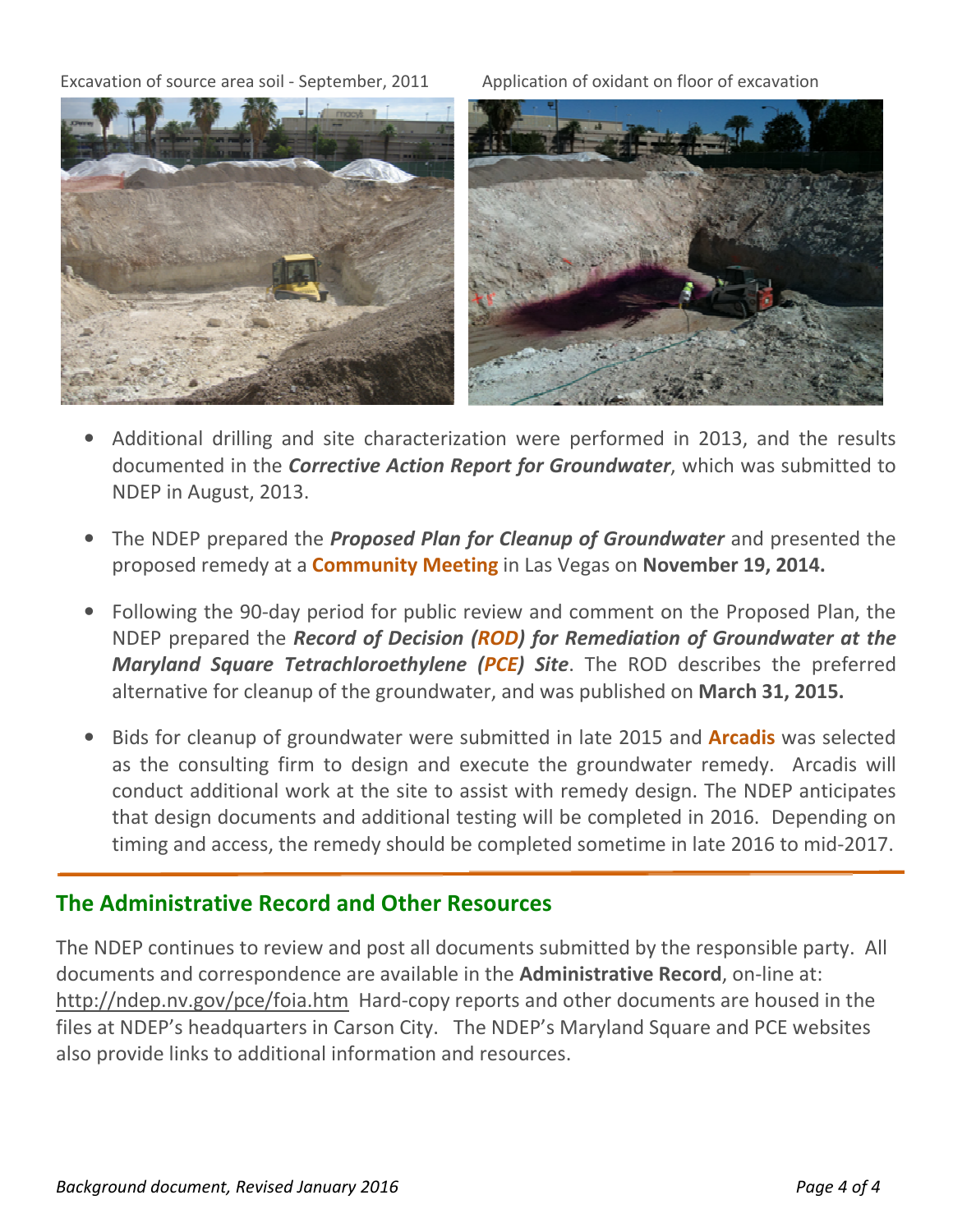Excavation of source area soil - September, 2011

Application of oxidant on floor of excavation

- Additional drilling and site characterization were performed in 2013, and the results documented in the ***Corrective Action Report for Groundwater***, which was submitted to NDEP in August, 2013.
- The NDEP prepared the ***Proposed Plan for Cleanup of Groundwater*** and presented the proposed remedy at a **Community Meeting** in Las Vegas on **November 19, 2014.**
- Following the 90-day period for public review and comment on the Proposed Plan, the NDEP prepared the ***Record of Decision (ROD) for Remediation of Groundwater at the Maryland Square Tetrachloroethylene (PCE) Site***. The ROD describes the preferred alternative for cleanup of the groundwater, and was published on **March 31, 2015.**
- Bids for cleanup of groundwater were submitted in late 2015 and **Arcadis** was selected as the consulting firm to design and execute the groundwater remedy. Arcadis will conduct additional work at the site to assist with remedy design. The NDEP anticipates that design documents and additional testing will be completed in 2016. Depending on timing and access, the remedy should be completed sometime in late 2016 to mid-2017.

## The Administrative Record and Other Resources

The NDEP continues to review and post all documents submitted by the responsible party. All documents and correspondence are available in the **Administrative Record**, on-line at: http://ndep.nv.gov/pce/foia.htm Hard-copy reports and other documents are housed in the files at NDEP's headquarters in Carson City. The NDEP's Maryland Square and PCE websites also provide links to additional information and resources.